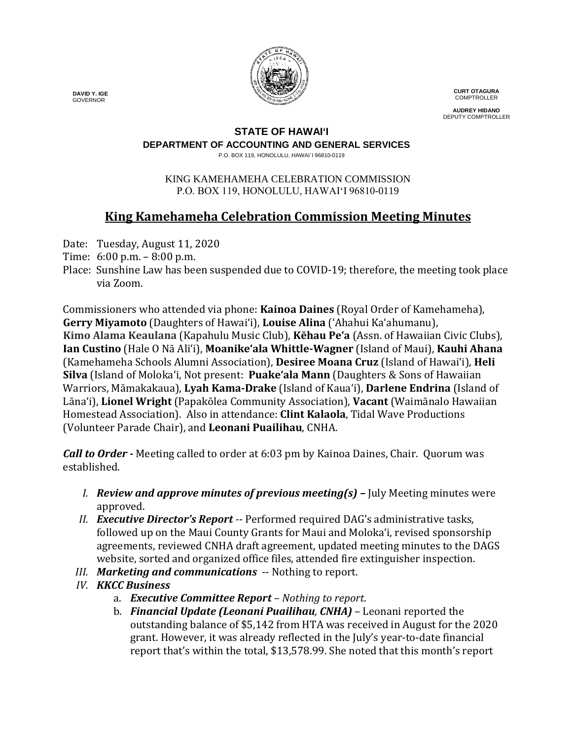**DAVID Y. IGE**
GOVERNOR

**CURT OTAGURA**
COMPTROLLER

**AUDREY HIDANO**
DEPUTY COMPTROLLER

**STATE OF HAWAIʻI**
**DEPARTMENT OF ACCOUNTING AND GENERAL SERVICES**
P.O. BOX 119, HONOLULU, HAWAI`I 96810-0119

KING KAMEHAMEHA CELEBRATION COMMISSION
P.O. BOX 119, HONOLULU, HAWAIʻI 96810-0119

# King Kamehameha Celebration Commission Meeting Minutes

Date: Tuesday, August 11, 2020
Time: 6:00 p.m. – 8:00 p.m.
Place: Sunshine Law has been suspended due to COVID-19; therefore, the meeting took place via Zoom.

Commissioners who attended via phone: **Kainoa Daines** (Royal Order of Kamehameha), **Gerry Miyamoto** (Daughters of Hawaiʻi), **Louise Alina** (ʻAhahui Kaʻahumanu), **Kimo Alama Keaulana** (Kapahulu Music Club), **Kēhau Peʻa** (Assn. of Hawaiian Civic Clubs), **Ian Custino** (Hale O Nā Aliʻi), **Moanikeʻala Whittle-Wagner** (Island of Maui), **Kauhi Ahana** (Kamehameha Schools Alumni Association), **Desiree Moana Cruz** (Island of Hawaiʻi), **Heli Silva** (Island of Molokaʻi, Not present: **Puakeʻala Mann** (Daughters & Sons of Hawaiian Warriors, Māmakakaua), **Lyah Kama-Drake** (Island of Kauaʻi), **Darlene Endrina** (Island of Lānaʻi), **Lionel Wright** (Papakōlea Community Association), **Vacant** (Waimānalo Hawaiian Homestead Association). Also in attendance: **Clint Kalaola**, Tidal Wave Productions (Volunteer Parade Chair), and **Leonani Puailihau**, CNHA.

***Call to Order -*** Meeting called to order at 6:03 pm by Kainoa Daines, Chair. Quorum was established.

I. ***Review and approve minutes of previous meeting(s)* –** July Meeting minutes were approved.
II. ***Executive Director's Report*** -- Performed required DAG's administrative tasks, followed up on the Maui County Grants for Maui and Molokaʻi, revised sponsorship agreements, reviewed CNHA draft agreement, updated meeting minutes to the DAGS website, sorted and organized office files, attended fire extinguisher inspection.
III. ***Marketing and communications*** -- Nothing to report.
IV. ***KKCC Business***
   a. ***Executive Committee Report*** – *Nothing to report.*
   b. ***Financial Update (Leonani Puailihau, CNHA)*** – Leonani reported the outstanding balance of $5,142 from HTA was received in August for the 2020 grant. However, it was already reflected in the July's year-to-date financial report that's within the total, $13,578.99. She noted that this month's report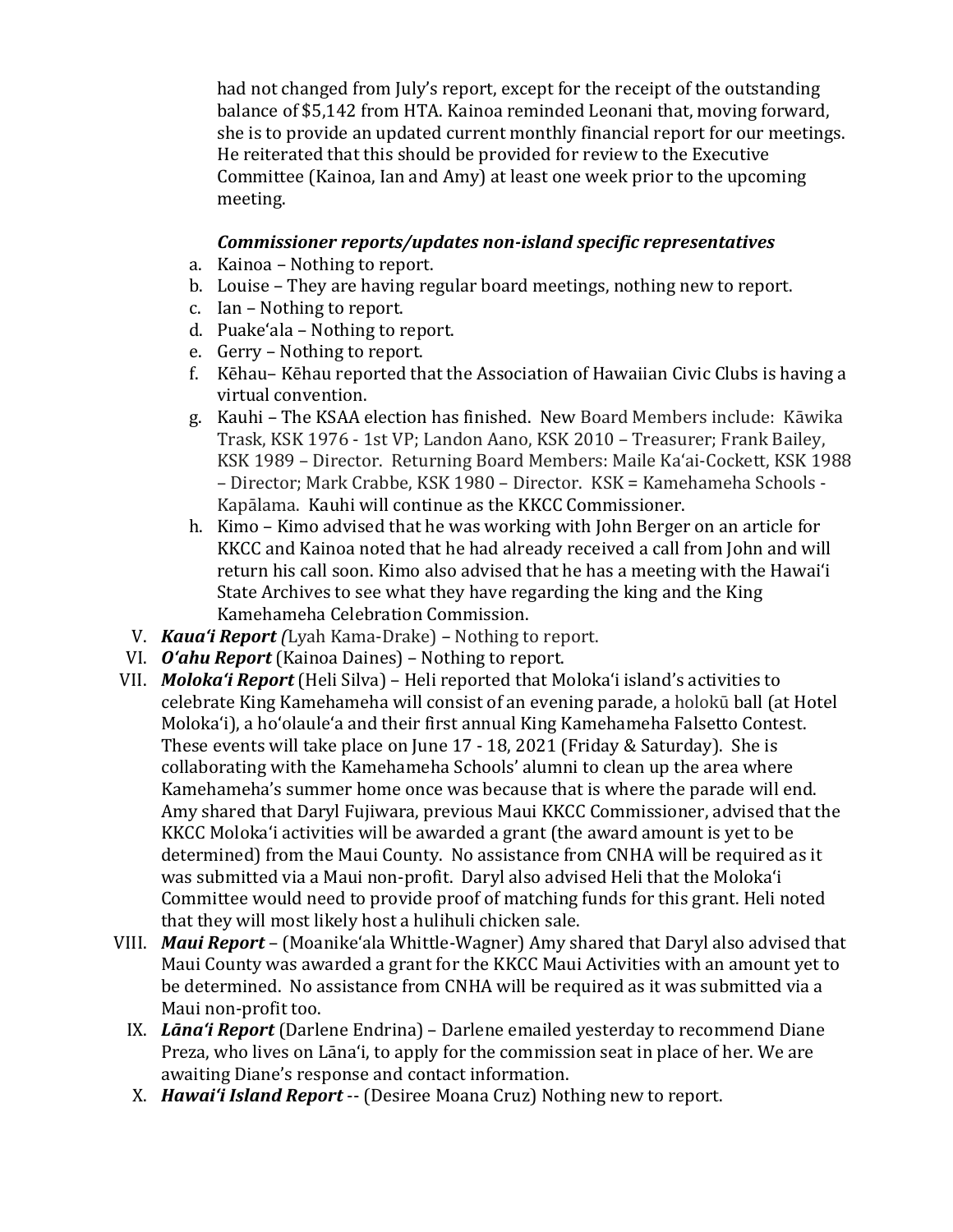had not changed from July's report, except for the receipt of the outstanding balance of $5,142 from HTA. Kainoa reminded Leonani that, moving forward, she is to provide an updated current monthly financial report for our meetings. He reiterated that this should be provided for review to the Executive Committee (Kainoa, Ian and Amy) at least one week prior to the upcoming meeting.

***Commissioner reports/updates non-island specific representatives***

a. Kainoa – Nothing to report.
b. Louise – They are having regular board meetings, nothing new to report.
c. Ian – Nothing to report.
d. Puakeʻala – Nothing to report.
e. Gerry – Nothing to report.
f. Kēhau– Kēhau reported that the Association of Hawaiian Civic Clubs is having a virtual convention.
g. Kauhi – The KSAA election has finished. New Board Members include: Kāwika Trask, KSK 1976 - 1st VP; Landon Aano, KSK 2010 – Treasurer; Frank Bailey, KSK 1989 – Director. Returning Board Members: Maile Kaʻai-Cockett, KSK 1988 – Director; Mark Crabbe, KSK 1980 – Director. KSK = Kamehameha Schools - Kapālama. Kauhi will continue as the KKCC Commissioner.
h. Kimo – Kimo advised that he was working with John Berger on an article for KKCC and Kainoa noted that he had already received a call from John and will return his call soon. Kimo also advised that he has a meeting with the Hawaiʻi State Archives to see what they have regarding the king and the King Kamehameha Celebration Commission.

V. ***Kauaʻi Report*** *(*Lyah Kama-Drake) – Nothing to report.

VI. ***Oʻahu Report*** (Kainoa Daines) – Nothing to report.

VII. ***Molokaʻi Report*** (Heli Silva) – Heli reported that Molokaʻi island's activities to celebrate King Kamehameha will consist of an evening parade, a holokū ball (at Hotel Molokaʻi), a hoʻolauleʻa and their first annual King Kamehameha Falsetto Contest. These events will take place on June 17 - 18, 2021 (Friday & Saturday). She is collaborating with the Kamehameha Schools' alumni to clean up the area where Kamehameha's summer home once was because that is where the parade will end. Amy shared that Daryl Fujiwara, previous Maui KKCC Commissioner, advised that the KKCC Molokaʻi activities will be awarded a grant (the award amount is yet to be determined) from the Maui County. No assistance from CNHA will be required as it was submitted via a Maui non-profit. Daryl also advised Heli that the Molokaʻi Committee would need to provide proof of matching funds for this grant. Heli noted that they will most likely host a hulihuli chicken sale.

VIII. ***Maui Report*** – (Moanikeʻala Whittle-Wagner) Amy shared that Daryl also advised that Maui County was awarded a grant for the KKCC Maui Activities with an amount yet to be determined. No assistance from CNHA will be required as it was submitted via a Maui non-profit too.

IX. ***Lānaʻi Report*** (Darlene Endrina) – Darlene emailed yesterday to recommend Diane Preza, who lives on Lānaʻi, to apply for the commission seat in place of her. We are awaiting Diane's response and contact information.

X. ***Hawaiʻi Island Report*** -- (Desiree Moana Cruz) Nothing new to report.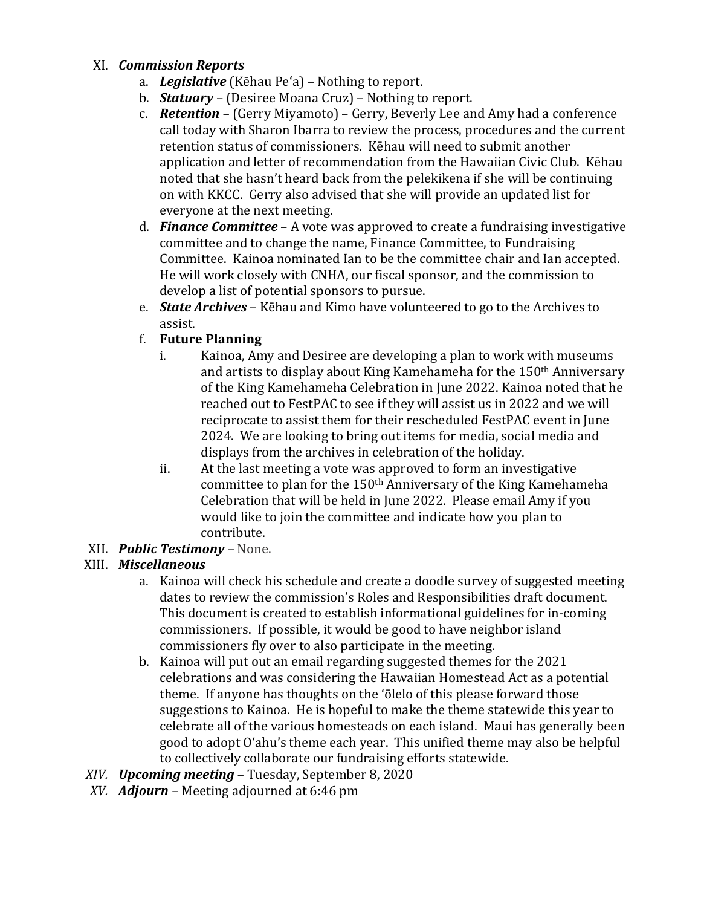XI. ***Commission Reports***

a. ***Legislative*** (Kēhau Peʻa) – Nothing to report.

b. ***Statuary*** – (Desiree Moana Cruz) – Nothing to report.

c. ***Retention*** – (Gerry Miyamoto) – Gerry, Beverly Lee and Amy had a conference call today with Sharon Ibarra to review the process, procedures and the current retention status of commissioners. Kēhau will need to submit another application and letter of recommendation from the Hawaiian Civic Club. Kēhau noted that she hasn't heard back from the pelekikena if she will be continuing on with KKCC. Gerry also advised that she will provide an updated list for everyone at the next meeting.

d. ***Finance Committee*** – A vote was approved to create a fundraising investigative committee and to change the name, Finance Committee, to Fundraising Committee. Kainoa nominated Ian to be the committee chair and Ian accepted. He will work closely with CNHA, our fiscal sponsor, and the commission to develop a list of potential sponsors to pursue.

e. ***State Archives*** – Kēhau and Kimo have volunteered to go to the Archives to assist.

f. **Future Planning**

i. Kainoa, Amy and Desiree are developing a plan to work with museums and artists to display about King Kamehameha for the 150th Anniversary of the King Kamehameha Celebration in June 2022. Kainoa noted that he reached out to FestPAC to see if they will assist us in 2022 and we will reciprocate to assist them for their rescheduled FestPAC event in June 2024. We are looking to bring out items for media, social media and displays from the archives in celebration of the holiday.

ii. At the last meeting a vote was approved to form an investigative committee to plan for the 150th Anniversary of the King Kamehameha Celebration that will be held in June 2022. Please email Amy if you would like to join the committee and indicate how you plan to contribute.

XII. ***Public Testimony*** – None.

XIII. ***Miscellaneous***

a. Kainoa will check his schedule and create a doodle survey of suggested meeting dates to review the commission's Roles and Responsibilities draft document. This document is created to establish informational guidelines for in-coming commissioners. If possible, it would be good to have neighbor island commissioners fly over to also participate in the meeting.

b. Kainoa will put out an email regarding suggested themes for the 2021 celebrations and was considering the Hawaiian Homestead Act as a potential theme. If anyone has thoughts on the ʻōlelo of this please forward those suggestions to Kainoa. He is hopeful to make the theme statewide this year to celebrate all of the various homesteads on each island. Maui has generally been good to adopt Oʻahu's theme each year. This unified theme may also be helpful to collectively collaborate our fundraising efforts statewide.

*XIV.* ***Upcoming meeting*** – Tuesday, September 8, 2020

*XV.* ***Adjourn*** – Meeting adjourned at 6:46 pm